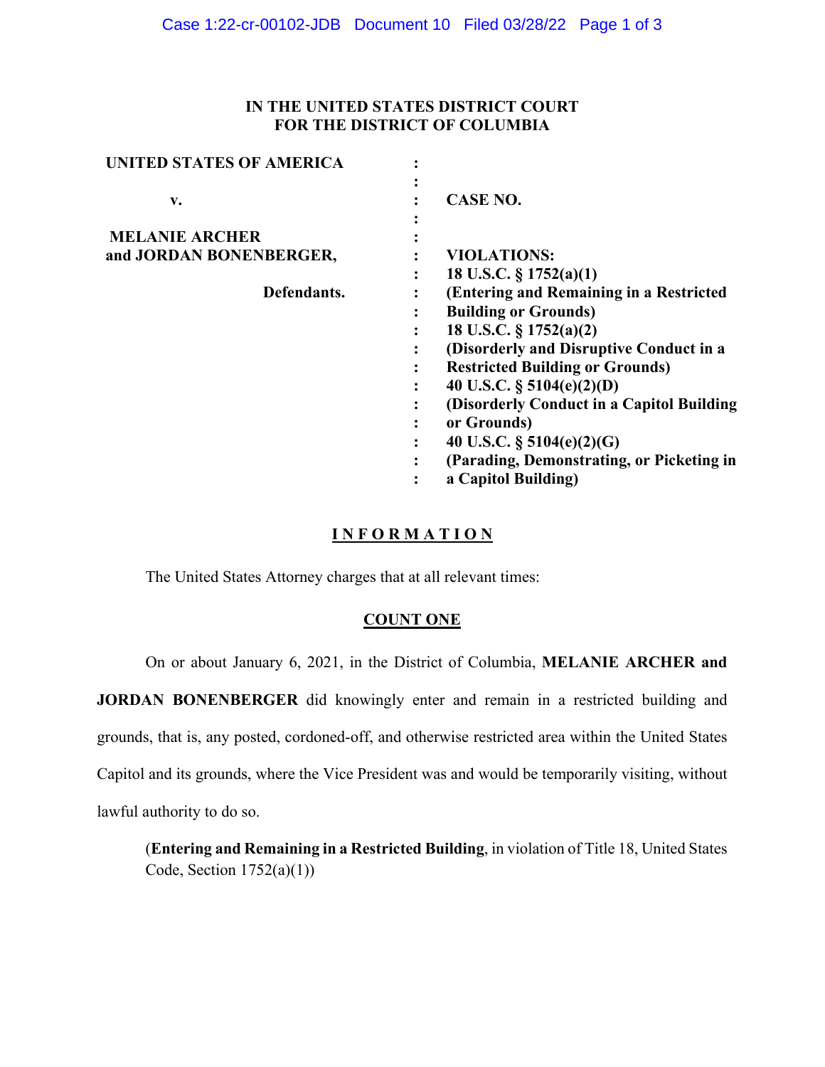**IN THE UNITED STATES DISTRICT COURT**
**FOR THE DISTRICT OF COLUMBIA**

| | | |
|---|---|---|
| **UNITED STATES OF AMERICA** | : | |
| | : | |
| **v.** | : | **CASE NO.** |
| | : | |
| **MELANIE ARCHER** | : | |
| **and JORDAN BONENBERGER,** | : | **VIOLATIONS:** |
| | : | **18 U.S.C. § 1752(a)(1)** |
| **Defendants.** | : | **(Entering and Remaining in a Restricted Building or Grounds)** |
| | : | **18 U.S.C. § 1752(a)(2)** |
| | : | **(Disorderly and Disruptive Conduct in a Restricted Building or Grounds)** |
| | : | **40 U.S.C. § 5104(e)(2)(D)** |
| | : | **(Disorderly Conduct in a Capitol Building or Grounds)** |
| | : | **40 U.S.C. § 5104(e)(2)(G)** |
| | : | **(Parading, Demonstrating, or Picketing in a Capitol Building)** |

## INFORMATION

The United States Attorney charges that at all relevant times:

### COUNT ONE

On or about January 6, 2021, in the District of Columbia, **MELANIE ARCHER and JORDAN BONENBERGER** did knowingly enter and remain in a restricted building and grounds, that is, any posted, cordoned-off, and otherwise restricted area within the United States Capitol and its grounds, where the Vice President was and would be temporarily visiting, without lawful authority to do so.

(**Entering and Remaining in a Restricted Building**, in violation of Title 18, United States Code, Section 1752(a)(1))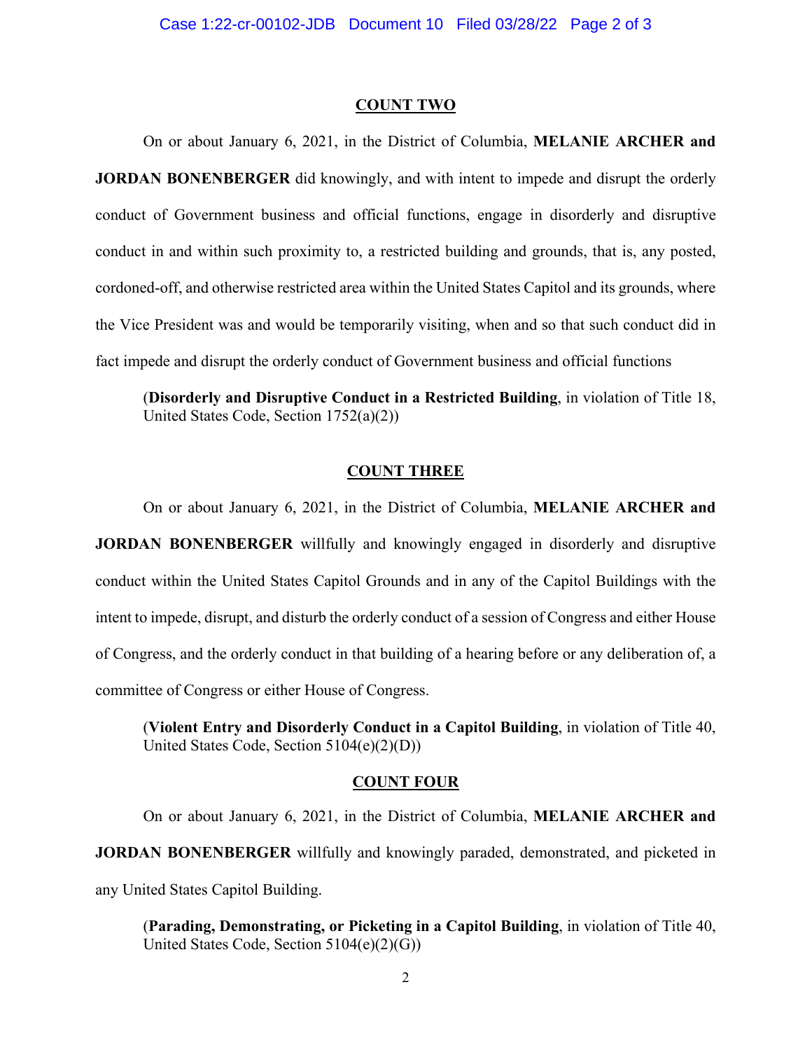## COUNT TWO

On or about January 6, 2021, in the District of Columbia, **MELANIE ARCHER and JORDAN BONENBERGER** did knowingly, and with intent to impede and disrupt the orderly conduct of Government business and official functions, engage in disorderly and disruptive conduct in and within such proximity to, a restricted building and grounds, that is, any posted, cordoned-off, and otherwise restricted area within the United States Capitol and its grounds, where the Vice President was and would be temporarily visiting, when and so that such conduct did in fact impede and disrupt the orderly conduct of Government business and official functions

(**Disorderly and Disruptive Conduct in a Restricted Building**, in violation of Title 18, United States Code, Section 1752(a)(2))

## COUNT THREE

On or about January 6, 2021, in the District of Columbia, **MELANIE ARCHER and JORDAN BONENBERGER** willfully and knowingly engaged in disorderly and disruptive conduct within the United States Capitol Grounds and in any of the Capitol Buildings with the intent to impede, disrupt, and disturb the orderly conduct of a session of Congress and either House of Congress, and the orderly conduct in that building of a hearing before or any deliberation of, a committee of Congress or either House of Congress.

(**Violent Entry and Disorderly Conduct in a Capitol Building**, in violation of Title 40, United States Code, Section 5104(e)(2)(D))

## COUNT FOUR

On or about January 6, 2021, in the District of Columbia, **MELANIE ARCHER and JORDAN BONENBERGER** willfully and knowingly paraded, demonstrated, and picketed in any United States Capitol Building.

(**Parading, Demonstrating, or Picketing in a Capitol Building**, in violation of Title 40, United States Code, Section 5104(e)(2)(G))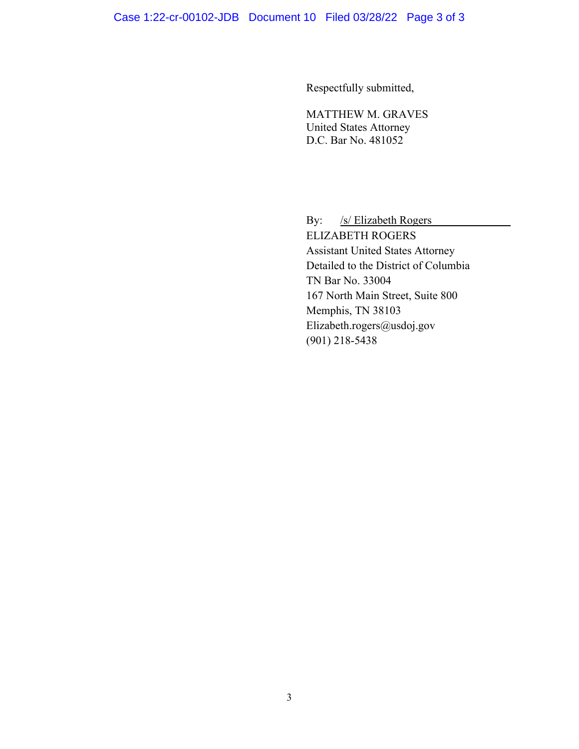Respectfully submitted,

MATTHEW M. GRAVES
United States Attorney
D.C. Bar No. 481052

By: /s/ Elizabeth Rogers
ELIZABETH ROGERS
Assistant United States Attorney
Detailed to the District of Columbia
TN Bar No. 33004
167 North Main Street, Suite 800
Memphis, TN 38103
Elizabeth.rogers@usdoj.gov
(901) 218-5438